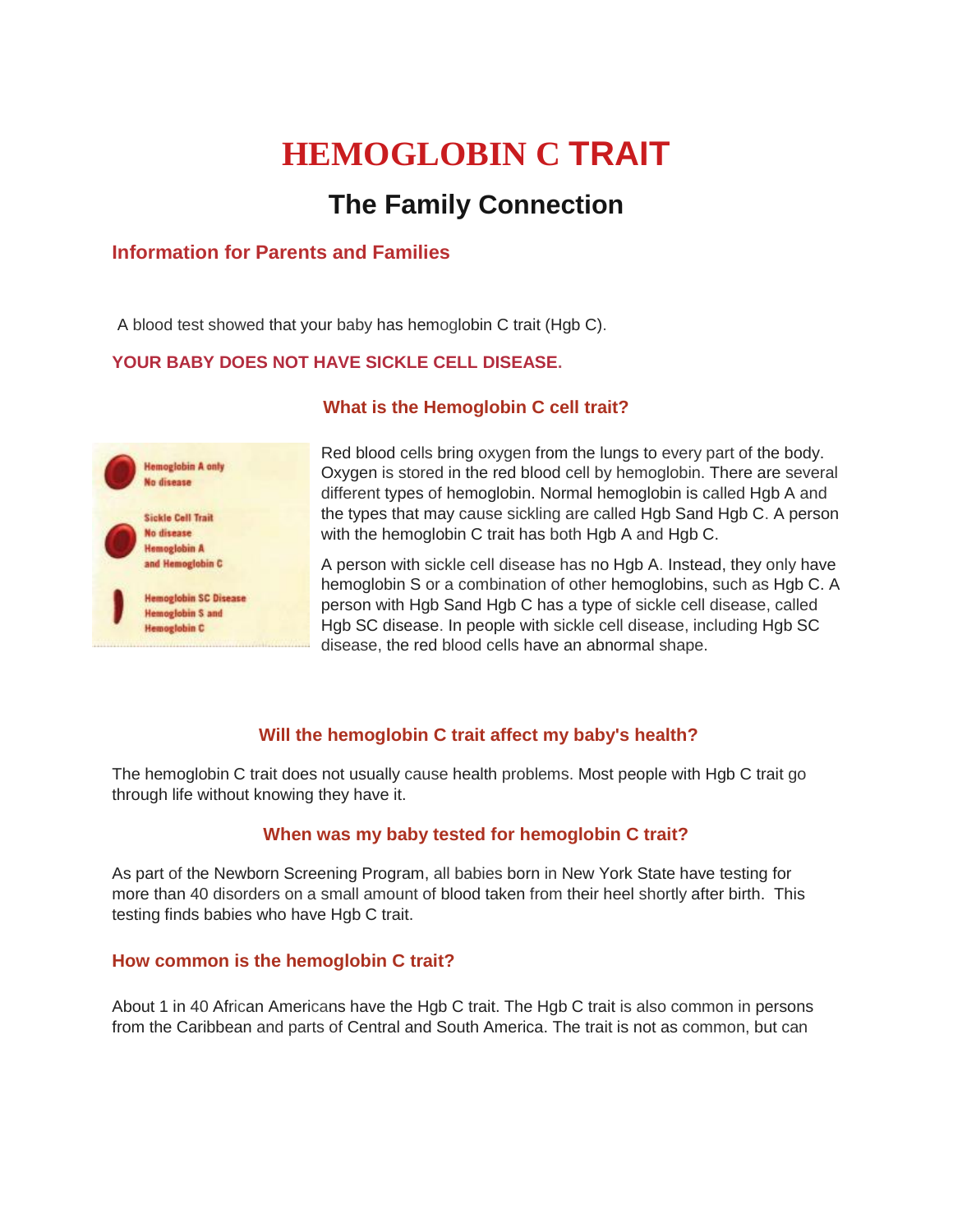# HEMOGLOBIN C TRAIT

## The Family Connection

### Information for Parents and Families

A blood test showed that your baby has hemoglobin C trait (Hgb C).

**YOUR BABY DOES NOT HAVE SICKLE CELL DISEASE.**

### What is the Hemoglobin C cell trait?

Hemoglobin A only
No disease

Sickle Cell Trait
No disease
Hemoglobin A
and Hemoglobin C

Hemoglobin SC Disease
Hemoglobin S and
Hemoglobin C

Red blood cells bring oxygen from the lungs to every part of the body. Oxygen is stored in the red blood cell by hemoglobin. There are several different types of hemoglobin. Normal hemoglobin is called Hgb A and the types that may cause sickling are called Hgb Sand Hgb C. A person with the hemoglobin C trait has both Hgb A and Hgb C.

A person with sickle cell disease has no Hgb A. Instead, they only have hemoglobin S or a combination of other hemoglobins, such as Hgb C. A person with Hgb Sand Hgb C has a type of sickle cell disease, called Hgb SC disease. In people with sickle cell disease, including Hgb SC disease, the red blood cells have an abnormal shape.

### Will the hemoglobin C trait affect my baby's health?

The hemoglobin C trait does not usually cause health problems. Most people with Hgb C trait go through life without knowing they have it.

### When was my baby tested for hemoglobin C trait?

As part of the Newborn Screening Program, all babies born in New York State have testing for more than 40 disorders on a small amount of blood taken from their heel shortly after birth. This testing finds babies who have Hgb C trait.

### How common is the hemoglobin C trait?

About 1 in 40 African Americans have the Hgb C trait. The Hgb C trait is also common in persons from the Caribbean and parts of Central and South America. The trait is not as common, but can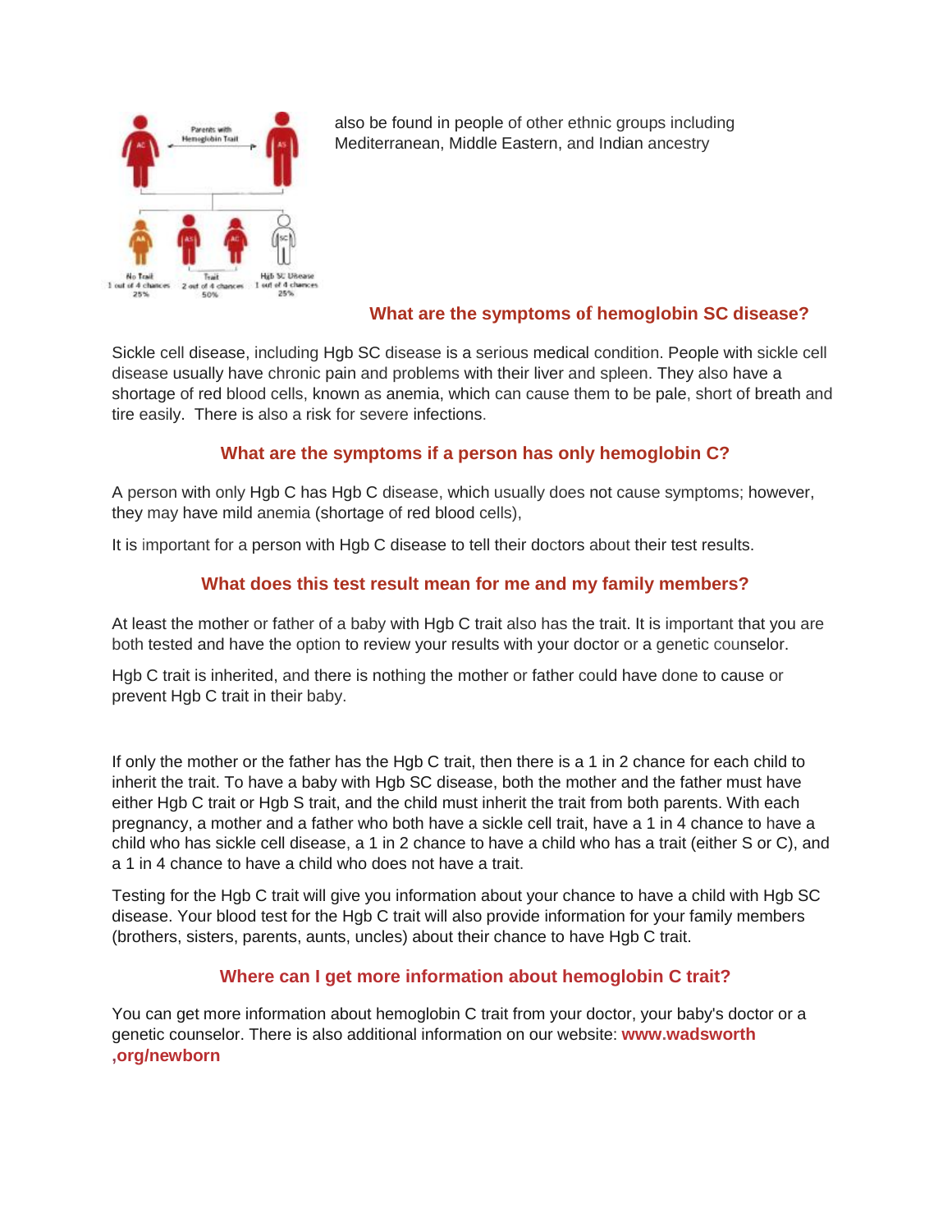also be found in people of other ethnic groups including Mediterranean, Middle Eastern, and Indian ancestry

Parents with Hemoglobin Trait

No Trait
1 out of 4 chances
25%

Trait
2 out of 4 chances
50%

Hgb SC Disease
1 out of 4 chances
25%

## What are the symptoms of hemoglobin SC disease?

Sickle cell disease, including Hgb SC disease is a serious medical condition. People with sickle cell disease usually have chronic pain and problems with their liver and spleen. They also have a shortage of red blood cells, known as anemia, which can cause them to be pale, short of breath and tire easily. There is also a risk for severe infections.

## What are the symptoms if a person has only hemoglobin C?

A person with only Hgb C has Hgb C disease, which usually does not cause symptoms; however, they may have mild anemia (shortage of red blood cells),

It is important for a person with Hgb C disease to tell their doctors about their test results.

## What does this test result mean for me and my family members?

At least the mother or father of a baby with Hgb C trait also has the trait. It is important that you are both tested and have the option to review your results with your doctor or a genetic counselor.

Hgb C trait is inherited, and there is nothing the mother or father could have done to cause or prevent Hgb C trait in their baby.

If only the mother or the father has the Hgb C trait, then there is a 1 in 2 chance for each child to inherit the trait. To have a baby with Hgb SC disease, both the mother and the father must have either Hgb C trait or Hgb S trait, and the child must inherit the trait from both parents. With each pregnancy, a mother and a father who both have a sickle cell trait, have a 1 in 4 chance to have a child who has sickle cell disease, a 1 in 2 chance to have a child who has a trait (either S or C), and a 1 in 4 chance to have a child who does not have a trait.

Testing for the Hgb C trait will give you information about your chance to have a child with Hgb SC disease. Your blood test for the Hgb C trait will also provide information for your family members (brothers, sisters, parents, aunts, uncles) about their chance to have Hgb C trait.

## Where can I get more information about hemoglobin C trait?

You can get more information about hemoglobin C trait from your doctor, your baby's doctor or a genetic counselor. There is also additional information on our website: **www.wadsworth ,org/newborn**